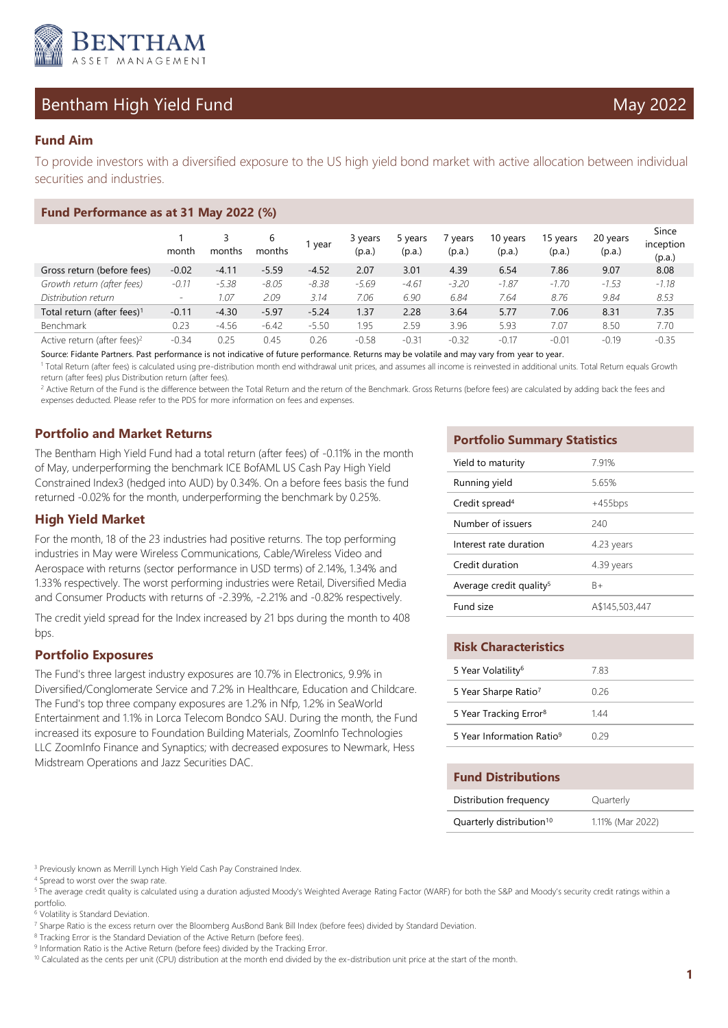BENTHAM
ASSET MANAGEMENT

# Bentham High Yield Fund

May 2022

## Fund Aim

To provide investors with a diversified exposure to the US high yield bond market with active allocation between individual securities and industries.

## Fund Performance as at 31 May 2022 (%)

| | 1 month | 3 months | 6 months | 1 year | 3 years (p.a.) | 5 years (p.a.) | 7 years (p.a.) | 10 years (p.a.) | 15 years (p.a.) | 20 years (p.a.) | Since inception (p.a.) |
|---|---|---|---|---|---|---|---|---|---|---|---|
| Gross return (before fees) | -0.02 | -4.11 | -5.59 | -4.52 | 2.07 | 3.01 | 4.39 | 6.54 | 7.86 | 9.07 | 8.08 |
| *Growth return (after fees)* | *-0.11* | *-5.38* | *-8.05* | *-8.38* | *-5.69* | *-4.61* | *-3.20* | *-1.87* | *-1.70* | *-1.53* | *-1.18* |
| *Distribution return* | *-* | *1.07* | *2.09* | *3.14* | *7.06* | *6.90* | *6.84* | *7.64* | *8.76* | *9.84* | *8.53* |
| Total return (after fees)[1] | -0.11 | -4.30 | -5.97 | -5.24 | 1.37 | 2.28 | 3.64 | 5.77 | 7.06 | 8.31 | 7.35 |
| Benchmark | 0.23 | -4.56 | -6.42 | -5.50 | 1.95 | 2.59 | 3.96 | 5.93 | 7.07 | 8.50 | 7.70 |
| Active return (after fees)[2] | -0.34 | 0.25 | 0.45 | 0.26 | -0.58 | -0.31 | -0.32 | -0.17 | -0.01 | -0.19 | -0.35 |

Source: Fidante Partners. Past performance is not indicative of future performance. Returns may be volatile and may vary from year to year.

[1] Total Return (after fees) is calculated using pre-distribution month end withdrawal unit prices, and assumes all income is reinvested in additional units. Total Return equals Growth return (after fees) plus Distribution return (after fees).

[2] Active Return of the Fund is the difference between the Total Return and the return of the Benchmark. Gross Returns (before fees) are calculated by adding back the fees and expenses deducted. Please refer to the PDS for more information on fees and expenses.

## Portfolio and Market Returns

The Bentham High Yield Fund had a total return (after fees) of -0.11% in the month of May, underperforming the benchmark ICE BofAML US Cash Pay High Yield Constrained Index[3] (hedged into AUD) by 0.34%. On a before fees basis the fund returned -0.02% for the month, underperforming the benchmark by 0.25%.

## High Yield Market

For the month, 18 of the 23 industries had positive returns. The top performing industries in May were Wireless Communications, Cable/Wireless Video and Aerospace with returns (sector performance in USD terms) of 2.14%, 1.34% and 1.33% respectively. The worst performing industries were Retail, Diversified Media and Consumer Products with returns of -2.39%, -2.21% and -0.82% respectively.

The credit yield spread for the Index increased by 21 bps during the month to 408 bps.

## Portfolio Exposures

The Fund's three largest industry exposures are 10.7% in Electronics, 9.9% in Diversified/Conglomerate Service and 7.2% in Healthcare, Education and Childcare. The Fund's top three company exposures are 1.2% in Nfp, 1.2% in SeaWorld Entertainment and 1.1% in Lorca Telecom Bondco SAU. During the month, the Fund increased its exposure to Foundation Building Materials, ZoomInfo Technologies LLC ZoomInfo Finance and Synaptics; with decreased exposures to Newmark, Hess Midstream Operations and Jazz Securities DAC.

## Portfolio Summary Statistics

| | |
|---|---|
| Yield to maturity | 7.91% |
| Running yield | 5.65% |
| Credit spread[4] | +455bps |
| Number of issuers | 240 |
| Interest rate duration | 4.23 years |
| Credit duration | 4.39 years |
| Average credit quality[5] | B+ |
| Fund size | A$145,503,447 |

## Risk Characteristics

| | |
|---|---|
| 5 Year Volatility[6] | 7.83 |
| 5 Year Sharpe Ratio[7] | 0.26 |
| 5 Year Tracking Error[8] | 1.44 |
| 5 Year Information Ratio[9] | 0.29 |

## Fund Distributions

| | |
|---|---|
| Distribution frequency | Quarterly |
| Quarterly distribution[10] | 1.11% (Mar 2022) |

[3] Previously known as Merrill Lynch High Yield Cash Pay Constrained Index.

[4] Spread to worst over the swap rate.

[5] The average credit quality is calculated using a duration adjusted Moody's Weighted Average Rating Factor (WARF) for both the S&P and Moody's security credit ratings within a portfolio.

[6] Volatility is Standard Deviation.

[7] Sharpe Ratio is the excess return over the Bloomberg AusBond Bank Bill Index (before fees) divided by Standard Deviation.

[8] Tracking Error is the Standard Deviation of the Active Return (before fees).

[9] Information Ratio is the Active Return (before fees) divided by the Tracking Error.

[10] Calculated as the cents per unit (CPU) distribution at the month end divided by the ex-distribution unit price at the start of the month.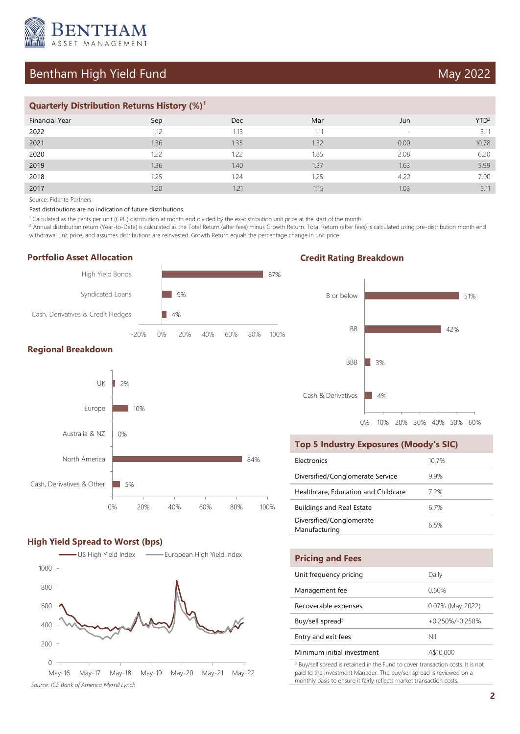# Bentham High Yield Fund

May 2022

## Quarterly Distribution Returns History (%)[1]

| Financial Year | Sep | Dec | Mar | Jun | YTD[2] |
|---|---|---|---|---|---|
| 2022 | 1.12 | 1.13 | 1.11 | - | 3.11 |
| 2021 | 1.36 | 1.35 | 1.32 | 0.00 | 10.78 |
| 2020 | 1.22 | 1.22 | 1.85 | 2.08 | 6.20 |
| 2019 | 1.36 | 1.40 | 1.37 | 1.63 | 5.99 |
| 2018 | 1.25 | 1.24 | 1.25 | 4.22 | 7.90 |
| 2017 | 1.20 | 1.21 | 1.15 | 1.03 | 5.11 |

Source: Fidante Partners

Past distributions are no indication of future distributions.

[1] Calculated as the cents per unit (CPU) distribution at month end divided by the ex-distribution unit price at the start of the month.

[2] Annual distribution return (Year-to-Date) is calculated as the Total Return (after fees) minus Growth Return. Total Return (after fees) is calculated using pre-distribution month end withdrawal unit price, and assumes distributions are reinvested. Growth Return equals the percentage change in unit price.

## Portfolio Asset Allocation

| Asset | % |
|---|---|
| High Yield Bonds | 87% |
| Syndicated Loans | 9% |
| Cash, Derivatives & Credit Hedges | 4% |

## Regional Breakdown

| Region | % |
|---|---|
| UK | 2% |
| Europe | 10% |
| Australia & NZ | 0% |
| North America | 84% |
| Cash, Derivatives & Other | 5% |

## High Yield Spread to Worst (bps)

US High Yield Index / European High Yield Index (May-16 to May-22)

*Source: ICE Bank of America Merrill Lynch*

## Credit Rating Breakdown

| Rating | % |
|---|---|
| B or below | 51% |
| BB | 42% |
| BBB | 3% |
| Cash & Derivatives | 4% |

## Top 5 Industry Exposures (Moody's SIC)

| Industry | % |
|---|---|
| Electronics | 10.7% |
| Diversified/Conglomerate Service | 9.9% |
| Healthcare, Education and Childcare | 7.2% |
| Buildings and Real Estate | 6.7% |
| Diversified/Conglomerate Manufacturing | 6.5% |

## Pricing and Fees

| | |
|---|---|
| Unit frequency pricing | Daily |
| Management fee | 0.60% |
| Recoverable expenses | 0.07% (May 2022) |
| Buy/sell spread[3] | +0.250%/-0.250% |
| Entry and exit fees | Nil |
| Minimum initial investment | A$10,000 |

[3] Buy/sell spread is retained in the Fund to cover transaction costs. It is not paid to the Investment Manager. The buy/sell spread is reviewed on a monthly basis to ensure it fairly reflects market transaction costs.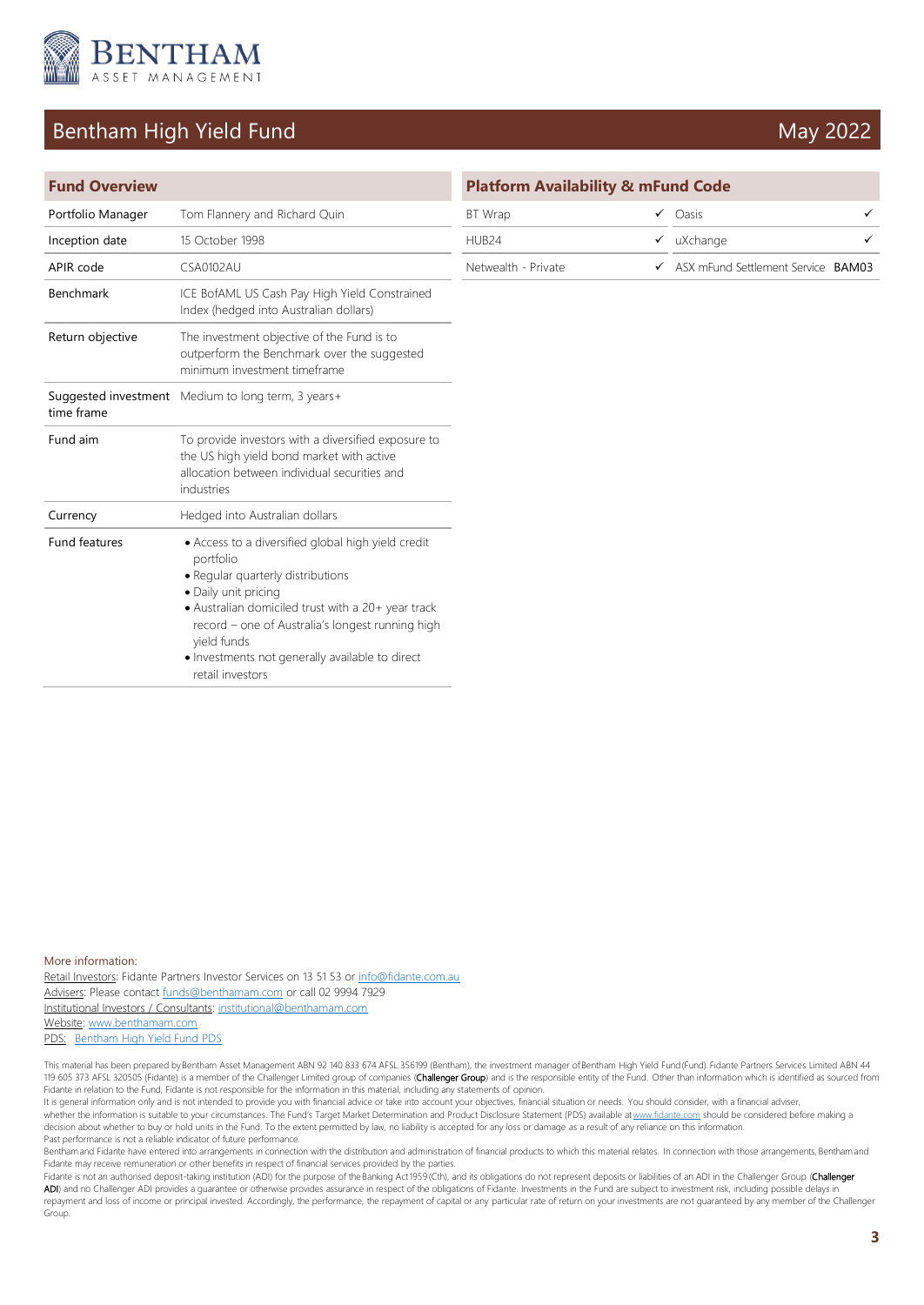# Bentham High Yield Fund

May 2022

## Fund Overview

| | |
|---|---|
| Portfolio Manager | Tom Flannery and Richard Quin |
| Inception date | 15 October 1998 |
| APIR code | CSA0102AU |
| Benchmark | ICE BofAML US Cash Pay High Yield Constrained Index (hedged into Australian dollars) |
| Return objective | The investment objective of the Fund is to outperform the Benchmark over the suggested minimum investment timeframe |
| Suggested investment time frame | Medium to long term, 3 years+ |
| Fund aim | To provide investors with a diversified exposure to the US high yield bond market with active allocation between individual securities and industries |
| Currency | Hedged into Australian dollars |
| Fund features | • Access to a diversified global high yield credit portfolio<br>• Regular quarterly distributions<br>• Daily unit pricing<br>• Australian domiciled trust with a 20+ year track record – one of Australia's longest running high yield funds<br>• Investments not generally available to direct retail investors |

## Platform Availability & mFund Code

| | | | |
|---|---|---|---|
| BT Wrap | ✓ | Oasis | ✓ |
| HUB24 | ✓ | uXchange | ✓ |
| Netwealth - Private | ✓ | ASX mFund Settlement Service | BAM03 |

More information:

Retail Investors: Fidante Partners Investor Services on 13 51 53 or info@fidante.com.au
Advisers: Please contact funds@benthamam.com or call 02 9994 7929
Institutional Investors / Consultants: institutional@benthamam.com
Website: www.benthamam.com
PDS: Bentham High Yield Fund PDS

This material has been prepared by Bentham Asset Management ABN 92 140 833 674 AFSL 356199 (Bentham), the investment manager of Bentham High Yield Fund (Fund). Fidante Partners Services Limited ABN 44 119 605 373 AFSL 320505 (Fidante) is a member of the Challenger Limited group of companies (**Challenger Group**) and is the responsible entity of the Fund. Other than information which is identified as sourced from Fidante in relation to the Fund, Fidante is not responsible for the information in this material, including any statements of opinion.
It is general information only and is not intended to provide you with financial advice or take into account your objectives, financial situation or needs. You should consider, with a financial adviser, whether the information is suitable to your circumstances. The Fund's Target Market Determination and Product Disclosure Statement (PDS) available at www.fidante.com should be considered before making a decision about whether to buy or hold units in the Fund. To the extent permitted by law, no liability is accepted for any loss or damage as a result of any reliance on this information.
Past performance is not a reliable indicator of future performance.
Bentham and Fidante have entered into arrangements in connection with the distribution and administration of financial products to which this material relates. In connection with those arrangements, Bentham and Fidante may receive remuneration or other benefits in respect of financial services provided by the parties.
Fidante is not an authorised deposit-taking institution (ADI) for the purpose of the Banking Act 1959 (Cth), and its obligations do not represent deposits or liabilities of an ADI in the Challenger Group (**Challenger ADI**) and no Challenger ADI provides a guarantee or otherwise provides assurance in respect of the obligations of Fidante. Investments in the Fund are subject to investment risk, including possible delays in repayment and loss of income or principal invested. Accordingly, the performance, the repayment of capital or any particular rate of return on your investments are not guaranteed by any member of the Challenger Group.